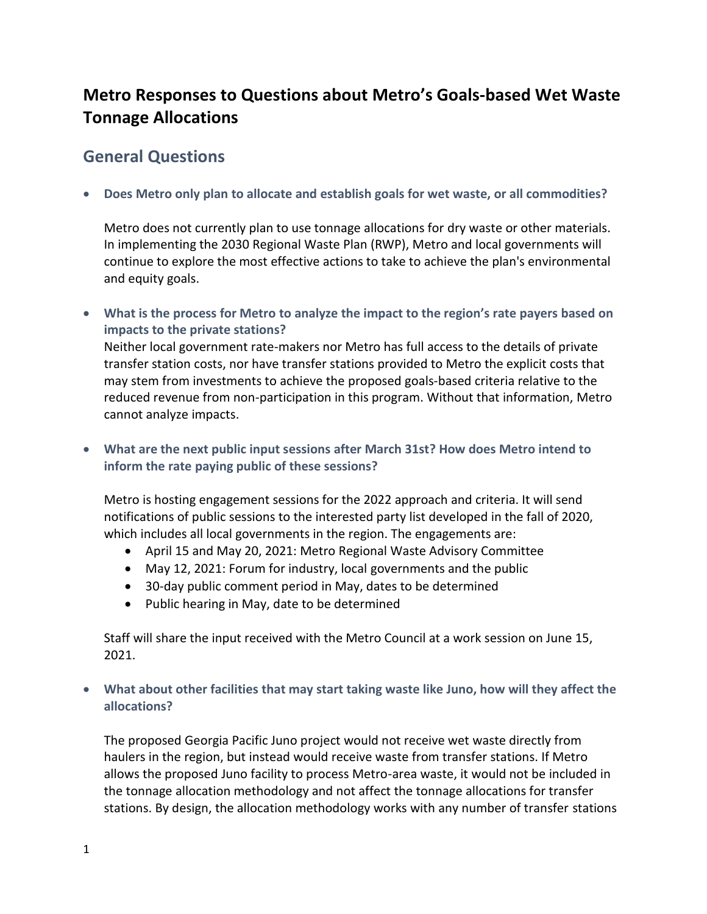# Metro Responses to Questions about Metro's Goals-based Wet Waste Tonnage Allocations

## General Questions

- **Does Metro only plan to allocate and establish goals for wet waste, or all commodities?**

  Metro does not currently plan to use tonnage allocations for dry waste or other materials. In implementing the 2030 Regional Waste Plan (RWP), Metro and local governments will continue to explore the most effective actions to take to achieve the plan's environmental and equity goals.

- **What is the process for Metro to analyze the impact to the region's rate payers based on impacts to the private stations?**

  Neither local government rate-makers nor Metro has full access to the details of private transfer station costs, nor have transfer stations provided to Metro the explicit costs that may stem from investments to achieve the proposed goals-based criteria relative to the reduced revenue from non-participation in this program. Without that information, Metro cannot analyze impacts.

- **What are the next public input sessions after March 31st? How does Metro intend to inform the rate paying public of these sessions?**

  Metro is hosting engagement sessions for the 2022 approach and criteria. It will send notifications of public sessions to the interested party list developed in the fall of 2020, which includes all local governments in the region. The engagements are:

  - April 15 and May 20, 2021: Metro Regional Waste Advisory Committee
  - May 12, 2021: Forum for industry, local governments and the public
  - 30-day public comment period in May, dates to be determined
  - Public hearing in May, date to be determined

  Staff will share the input received with the Metro Council at a work session on June 15, 2021.

- **What about other facilities that may start taking waste like Juno, how will they affect the allocations?**

  The proposed Georgia Pacific Juno project would not receive wet waste directly from haulers in the region, but instead would receive waste from transfer stations. If Metro allows the proposed Juno facility to process Metro-area waste, it would not be included in the tonnage allocation methodology and not affect the tonnage allocations for transfer stations. By design, the allocation methodology works with any number of transfer stations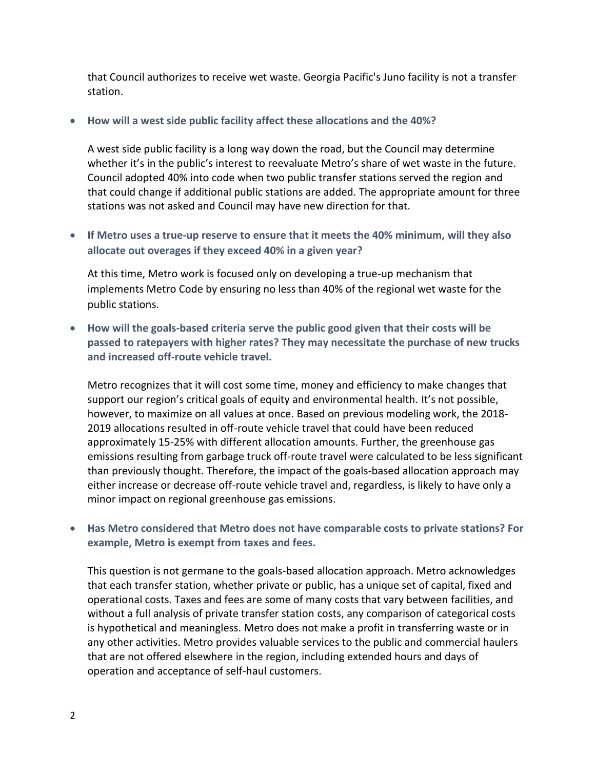that Council authorizes to receive wet waste. Georgia Pacific's Juno facility is not a transfer station.

- **How will a west side public facility affect these allocations and the 40%?**

  A west side public facility is a long way down the road, but the Council may determine whether it's in the public's interest to reevaluate Metro's share of wet waste in the future. Council adopted 40% into code when two public transfer stations served the region and that could change if additional public stations are added. The appropriate amount for three stations was not asked and Council may have new direction for that.

- **If Metro uses a true-up reserve to ensure that it meets the 40% minimum, will they also allocate out overages if they exceed 40% in a given year?**

  At this time, Metro work is focused only on developing a true-up mechanism that implements Metro Code by ensuring no less than 40% of the regional wet waste for the public stations.

- **How will the goals-based criteria serve the public good given that their costs will be passed to ratepayers with higher rates? They may necessitate the purchase of new trucks and increased off-route vehicle travel.**

  Metro recognizes that it will cost some time, money and efficiency to make changes that support our region's critical goals of equity and environmental health. It's not possible, however, to maximize on all values at once. Based on previous modeling work, the 2018-2019 allocations resulted in off-route vehicle travel that could have been reduced approximately 15-25% with different allocation amounts. Further, the greenhouse gas emissions resulting from garbage truck off-route travel were calculated to be less significant than previously thought. Therefore, the impact of the goals-based allocation approach may either increase or decrease off-route vehicle travel and, regardless, is likely to have only a minor impact on regional greenhouse gas emissions.

- **Has Metro considered that Metro does not have comparable costs to private stations? For example, Metro is exempt from taxes and fees.**

  This question is not germane to the goals-based allocation approach. Metro acknowledges that each transfer station, whether private or public, has a unique set of capital, fixed and operational costs. Taxes and fees are some of many costs that vary between facilities, and without a full analysis of private transfer station costs, any comparison of categorical costs is hypothetical and meaningless. Metro does not make a profit in transferring waste or in any other activities. Metro provides valuable services to the public and commercial haulers that are not offered elsewhere in the region, including extended hours and days of operation and acceptance of self-haul customers.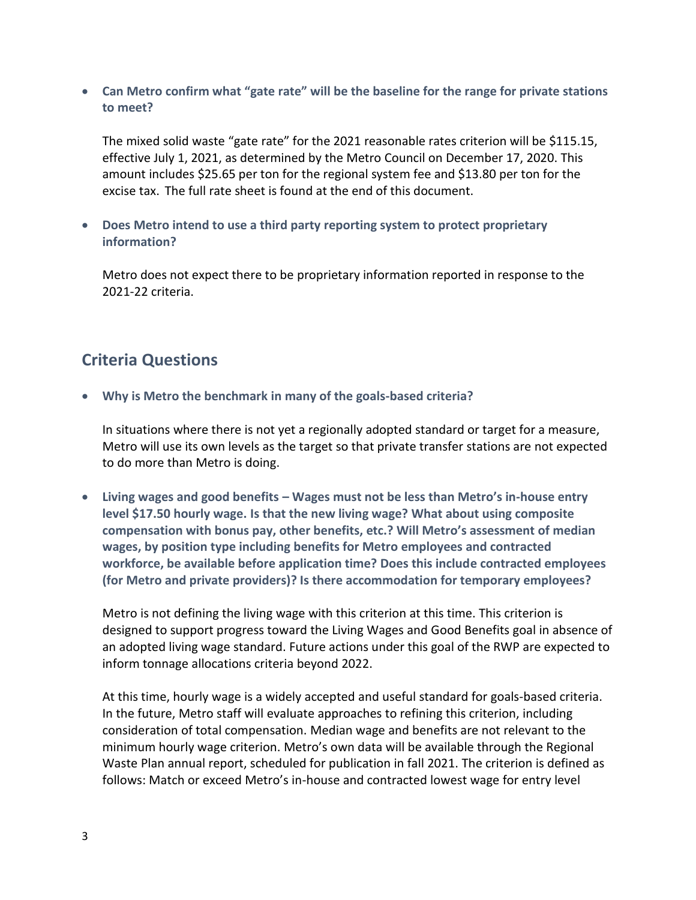- **Can Metro confirm what "gate rate" will be the baseline for the range for private stations to meet?**

  The mixed solid waste "gate rate" for the 2021 reasonable rates criterion will be $115.15, effective July 1, 2021, as determined by the Metro Council on December 17, 2020. This amount includes $25.65 per ton for the regional system fee and $13.80 per ton for the excise tax. The full rate sheet is found at the end of this document.

- **Does Metro intend to use a third party reporting system to protect proprietary information?**

  Metro does not expect there to be proprietary information reported in response to the 2021-22 criteria.

## Criteria Questions

- **Why is Metro the benchmark in many of the goals-based criteria?**

  In situations where there is not yet a regionally adopted standard or target for a measure, Metro will use its own levels as the target so that private transfer stations are not expected to do more than Metro is doing.

- **Living wages and good benefits – Wages must not be less than Metro's in-house entry level $17.50 hourly wage. Is that the new living wage? What about using composite compensation with bonus pay, other benefits, etc.? Will Metro's assessment of median wages, by position type including benefits for Metro employees and contracted workforce, be available before application time? Does this include contracted employees (for Metro and private providers)? Is there accommodation for temporary employees?**

  Metro is not defining the living wage with this criterion at this time. This criterion is designed to support progress toward the Living Wages and Good Benefits goal in absence of an adopted living wage standard. Future actions under this goal of the RWP are expected to inform tonnage allocations criteria beyond 2022.

  At this time, hourly wage is a widely accepted and useful standard for goals-based criteria. In the future, Metro staff will evaluate approaches to refining this criterion, including consideration of total compensation. Median wage and benefits are not relevant to the minimum hourly wage criterion. Metro's own data will be available through the Regional Waste Plan annual report, scheduled for publication in fall 2021. The criterion is defined as follows: Match or exceed Metro's in-house and contracted lowest wage for entry level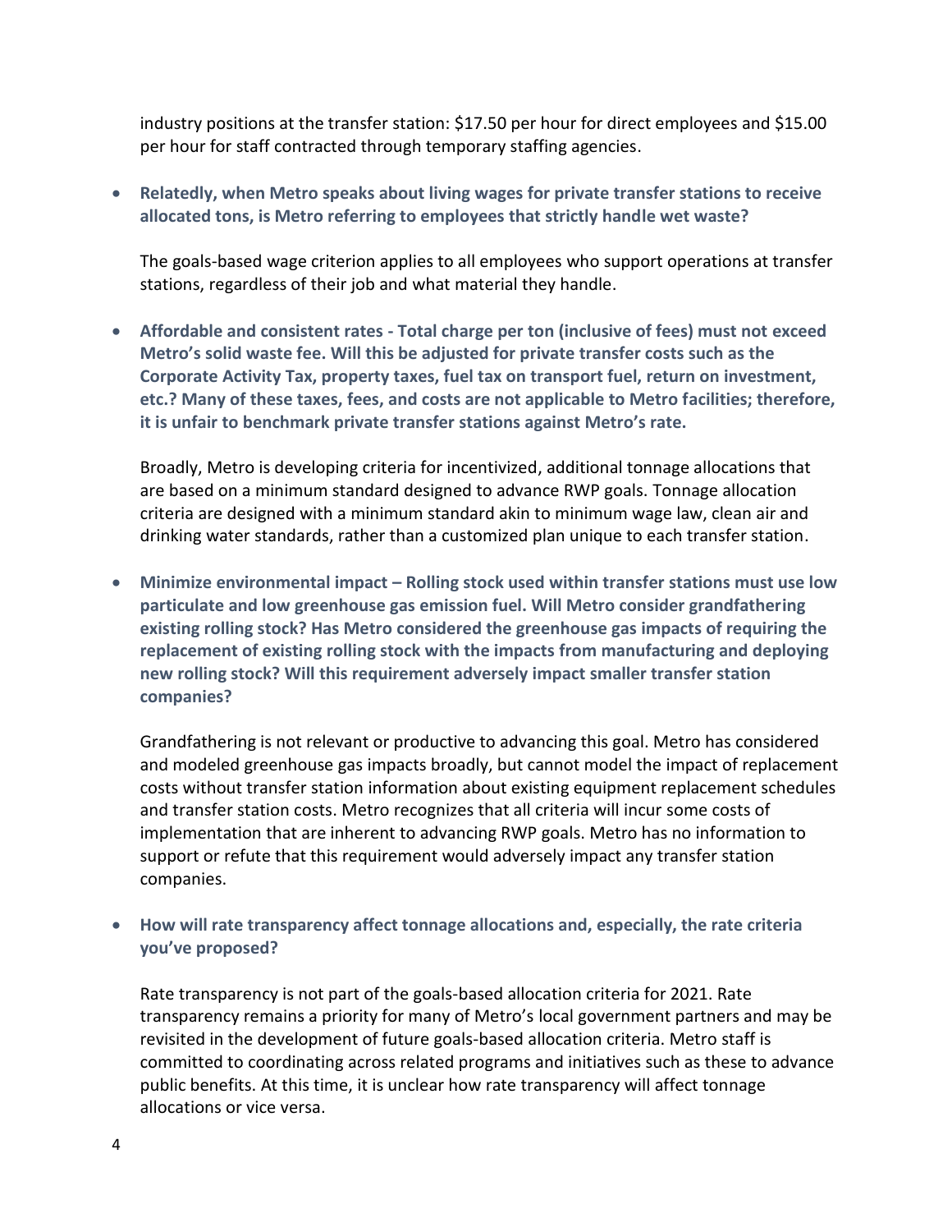industry positions at the transfer station: $17.50 per hour for direct employees and $15.00 per hour for staff contracted through temporary staffing agencies.

- **Relatedly, when Metro speaks about living wages for private transfer stations to receive allocated tons, is Metro referring to employees that strictly handle wet waste?**

  The goals-based wage criterion applies to all employees who support operations at transfer stations, regardless of their job and what material they handle.

- **Affordable and consistent rates - Total charge per ton (inclusive of fees) must not exceed Metro's solid waste fee. Will this be adjusted for private transfer costs such as the Corporate Activity Tax, property taxes, fuel tax on transport fuel, return on investment, etc.? Many of these taxes, fees, and costs are not applicable to Metro facilities; therefore, it is unfair to benchmark private transfer stations against Metro's rate.**

  Broadly, Metro is developing criteria for incentivized, additional tonnage allocations that are based on a minimum standard designed to advance RWP goals. Tonnage allocation criteria are designed with a minimum standard akin to minimum wage law, clean air and drinking water standards, rather than a customized plan unique to each transfer station.

- **Minimize environmental impact – Rolling stock used within transfer stations must use low particulate and low greenhouse gas emission fuel. Will Metro consider grandfathering existing rolling stock? Has Metro considered the greenhouse gas impacts of requiring the replacement of existing rolling stock with the impacts from manufacturing and deploying new rolling stock? Will this requirement adversely impact smaller transfer station companies?**

  Grandfathering is not relevant or productive to advancing this goal. Metro has considered and modeled greenhouse gas impacts broadly, but cannot model the impact of replacement costs without transfer station information about existing equipment replacement schedules and transfer station costs. Metro recognizes that all criteria will incur some costs of implementation that are inherent to advancing RWP goals. Metro has no information to support or refute that this requirement would adversely impact any transfer station companies.

- **How will rate transparency affect tonnage allocations and, especially, the rate criteria you've proposed?**

  Rate transparency is not part of the goals-based allocation criteria for 2021. Rate transparency remains a priority for many of Metro's local government partners and may be revisited in the development of future goals-based allocation criteria. Metro staff is committed to coordinating across related programs and initiatives such as these to advance public benefits. At this time, it is unclear how rate transparency will affect tonnage allocations or vice versa.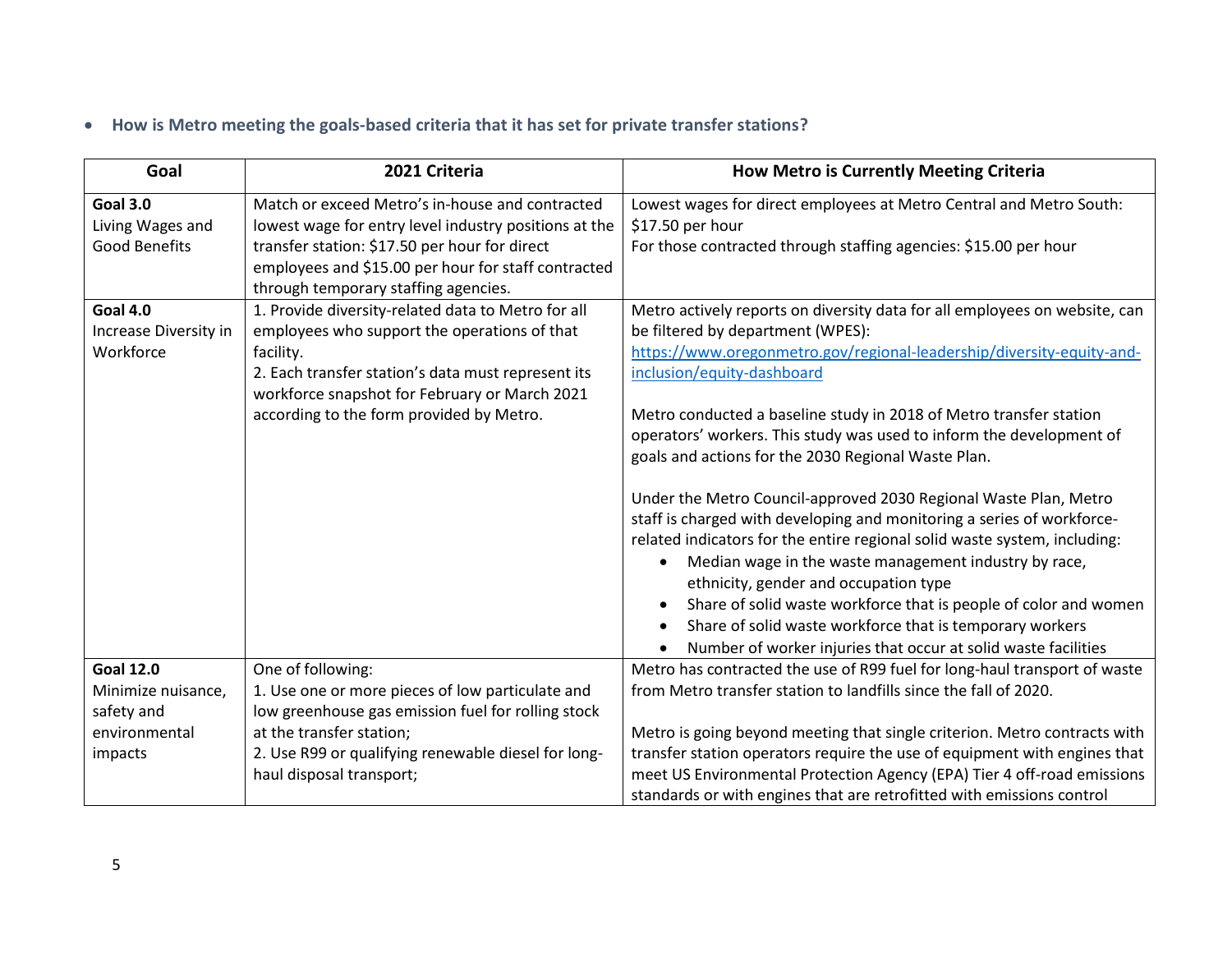- **How is Metro meeting the goals-based criteria that it has set for private transfer stations?**

| Goal | 2021 Criteria | How Metro is Currently Meeting Criteria |
|---|---|---|
| **Goal 3.0** Living Wages and Good Benefits | Match or exceed Metro's in-house and contracted lowest wage for entry level industry positions at the transfer station: $17.50 per hour for direct employees and $15.00 per hour for staff contracted through temporary staffing agencies. | Lowest wages for direct employees at Metro Central and Metro South: $17.50 per hour<br>For those contracted through staffing agencies: $15.00 per hour |
| **Goal 4.0** Increase Diversity in Workforce | 1. Provide diversity-related data to Metro for all employees who support the operations of that facility.<br>2. Each transfer station's data must represent its workforce snapshot for February or March 2021 according to the form provided by Metro. | Metro actively reports on diversity data for all employees on website, can be filtered by department (WPES): https://www.oregonmetro.gov/regional-leadership/diversity-equity-and-inclusion/equity-dashboard<br><br>Metro conducted a baseline study in 2018 of Metro transfer station operators' workers. This study was used to inform the development of goals and actions for the 2030 Regional Waste Plan.<br><br>Under the Metro Council-approved 2030 Regional Waste Plan, Metro staff is charged with developing and monitoring a series of workforce-related indicators for the entire regional solid waste system, including:<br>• Median wage in the waste management industry by race, ethnicity, gender and occupation type<br>• Share of solid waste workforce that is people of color and women<br>• Share of solid waste workforce that is temporary workers<br>• Number of worker injuries that occur at solid waste facilities |
| **Goal 12.0** Minimize nuisance, safety and environmental impacts | One of following:<br>1. Use one or more pieces of low particulate and low greenhouse gas emission fuel for rolling stock at the transfer station;<br>2. Use R99 or qualifying renewable diesel for long-haul disposal transport; | Metro has contracted the use of R99 fuel for long-haul transport of waste from Metro transfer station to landfills since the fall of 2020.<br><br>Metro is going beyond meeting that single criterion. Metro contracts with transfer station operators require the use of equipment with engines that meet US Environmental Protection Agency (EPA) Tier 4 off-road emissions standards or with engines that are retrofitted with emissions control |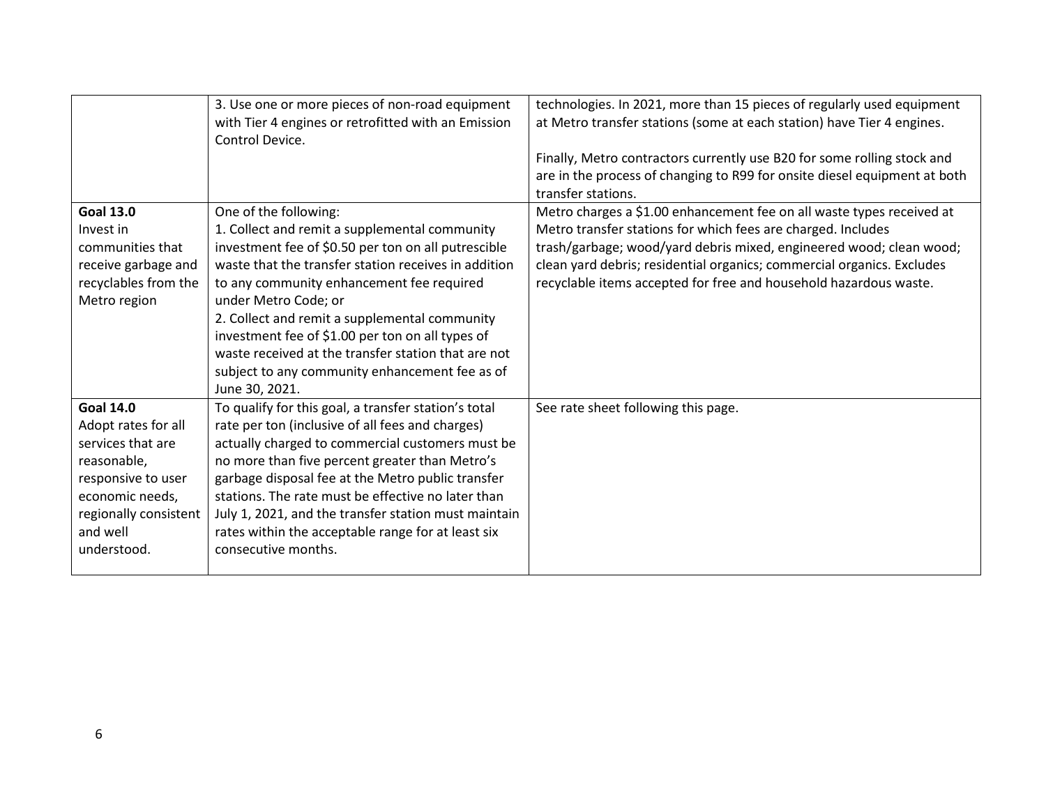| | | |
|---|---|---|
| | 3. Use one or more pieces of non-road equipment with Tier 4 engines or retrofitted with an Emission Control Device. | technologies. In 2021, more than 15 pieces of regularly used equipment at Metro transfer stations (some at each station) have Tier 4 engines.<br><br>Finally, Metro contractors currently use B20 for some rolling stock and are in the process of changing to R99 for onsite diesel equipment at both transfer stations. |
| **Goal 13.0**<br>Invest in communities that receive garbage and recyclables from the Metro region | One of the following:<br>1. Collect and remit a supplemental community investment fee of $0.50 per ton on all putrescible waste that the transfer station receives in addition to any community enhancement fee required under Metro Code; or<br>2. Collect and remit a supplemental community investment fee of $1.00 per ton on all types of waste received at the transfer station that are not subject to any community enhancement fee as of June 30, 2021. | Metro charges a $1.00 enhancement fee on all waste types received at Metro transfer stations for which fees are charged. Includes trash/garbage; wood/yard debris mixed, engineered wood; clean wood; clean yard debris; residential organics; commercial organics. Excludes recyclable items accepted for free and household hazardous waste. |
| **Goal 14.0**<br>Adopt rates for all services that are reasonable, responsive to user economic needs, regionally consistent and well understood. | To qualify for this goal, a transfer station's total rate per ton (inclusive of all fees and charges) actually charged to commercial customers must be no more than five percent greater than Metro's garbage disposal fee at the Metro public transfer stations. The rate must be effective no later than July 1, 2021, and the transfer station must maintain rates within the acceptable range for at least six consecutive months. | See rate sheet following this page. |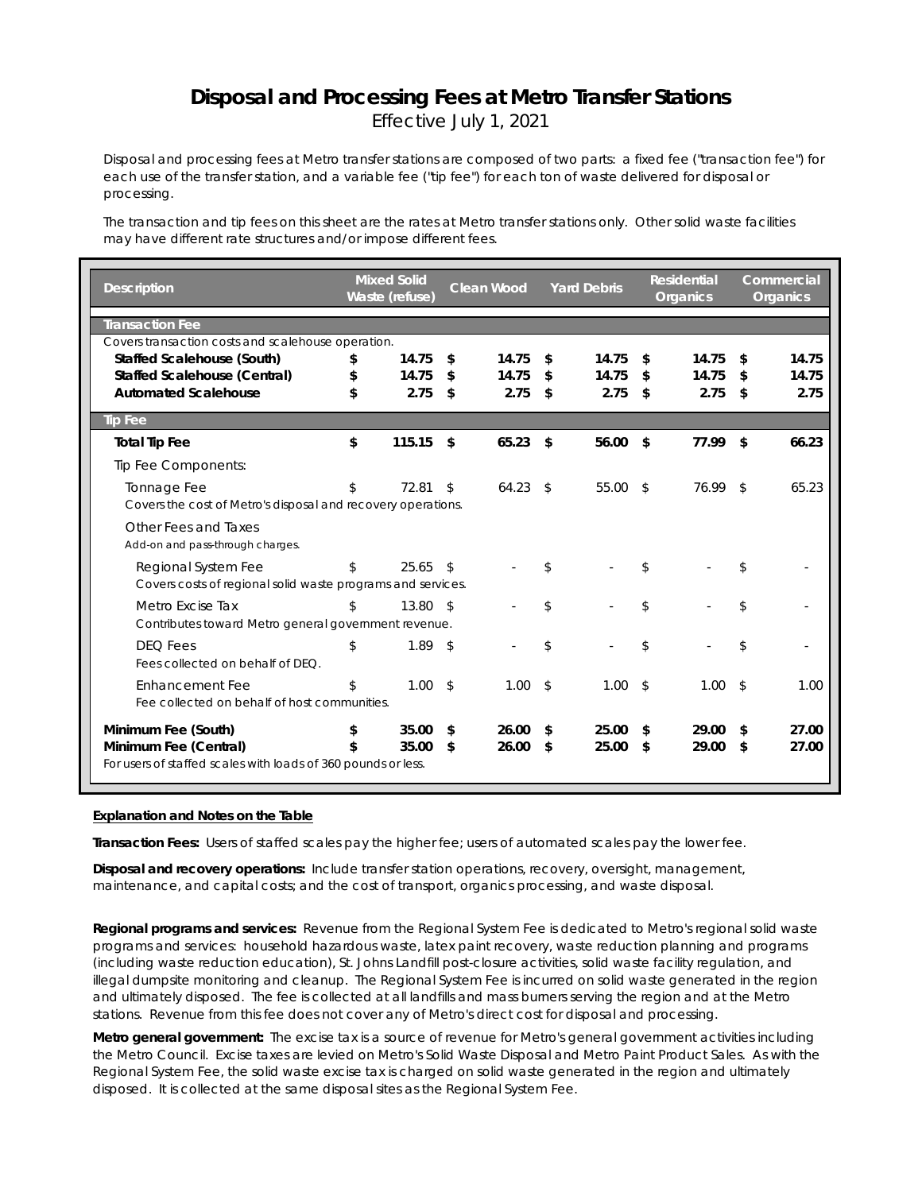# Disposal and Processing Fees at Metro Transfer Stations

Effective July 1, 2021

Disposal and processing fees at Metro transfer stations are composed of two parts: a fixed fee ("transaction fee") for each use of the transfer station, and a variable fee ("tip fee") for each ton of waste delivered for disposal or processing.

The transaction and tip fees on this sheet are the rates at Metro transfer stations only. Other solid waste facilities may have different rate structures and/or impose different fees.

| Description | Mixed Solid Waste (refuse) | Clean Wood | Yard Debris | Residential Organics | Commercial Organics |
|---|---|---|---|---|---|
| **Transaction Fee** | | | | | |
| Covers transaction costs and scalehouse operation. | | | | | |
| **Staffed Scalehouse (South)** | **$ 14.75** | **$ 14.75** | **$ 14.75** | **$ 14.75** | **$ 14.75** |
| **Staffed Scalehouse (Central)** | **$ 14.75** | **$ 14.75** | **$ 14.75** | **$ 14.75** | **$ 14.75** |
| **Automated Scalehouse** | **$ 2.75** | **$ 2.75** | **$ 2.75** | **$ 2.75** | **$ 2.75** |
| **Tip Fee** | | | | | |
| **Total Tip Fee** | **$ 115.15** | **$ 65.23** | **$ 56.00** | **$ 77.99** | **$ 66.23** |
| Tip Fee Components: | | | | | |
| Tonnage Fee<br>*Covers the cost of Metro's disposal and recovery operations.* | $ 72.81 | $ 64.23 | $ 55.00 | $ 76.99 | $ 65.23 |
| Other Fees and Taxes<br>*Add-on and pass-through charges.* | | | | | |
| Regional System Fee<br>*Covers costs of regional solid waste programs and services.* | $ 25.65 | $ - | $ - | $ - | $ - |
| Metro Excise Tax<br>*Contributes toward Metro general government revenue.* | $ 13.80 | $ - | $ - | $ - | $ - |
| DEQ Fees<br>*Fees collected on behalf of DEQ.* | $ 1.89 | $ - | $ - | $ - | $ - |
| Enhancement Fee<br>*Fee collected on behalf of host communities.* | $ 1.00 | $ 1.00 | $ 1.00 | $ 1.00 | $ 1.00 |
| **Minimum Fee (South)** | **$ 35.00** | **$ 26.00** | **$ 25.00** | **$ 29.00** | **$ 27.00** |
| **Minimum Fee (Central)** | **$ 35.00** | **$ 26.00** | **$ 25.00** | **$ 29.00** | **$ 27.00** |
| *For users of staffed scales with loads of 360 pounds or less.* | | | | | |

**Explanation and Notes on the Table**

**Transaction Fees:** Users of staffed scales pay the higher fee; users of automated scales pay the lower fee.

**Disposal and recovery operations:** Include transfer station operations, recovery, oversight, management, maintenance, and capital costs; and the cost of transport, organics processing, and waste disposal.

**Regional programs and services:** Revenue from the Regional System Fee is dedicated to Metro's regional solid waste programs and services: household hazardous waste, latex paint recovery, waste reduction planning and programs (including waste reduction education), St. Johns Landfill post-closure activities, solid waste facility regulation, and illegal dumpsite monitoring and cleanup. The Regional System Fee is incurred on solid waste generated in the region and ultimately disposed. The fee is collected at all landfills and mass burners serving the region and at the Metro stations. Revenue from this fee does not cover any of Metro's direct cost for disposal and processing.

**Metro general government:** The excise tax is a source of revenue for Metro's general government activities including the Metro Council. Excise taxes are levied on Metro's Solid Waste Disposal and Metro Paint Product Sales. As with the Regional System Fee, the solid waste excise tax is charged on solid waste generated in the region and ultimately disposed. It is collected at the same disposal sites as the Regional System Fee.